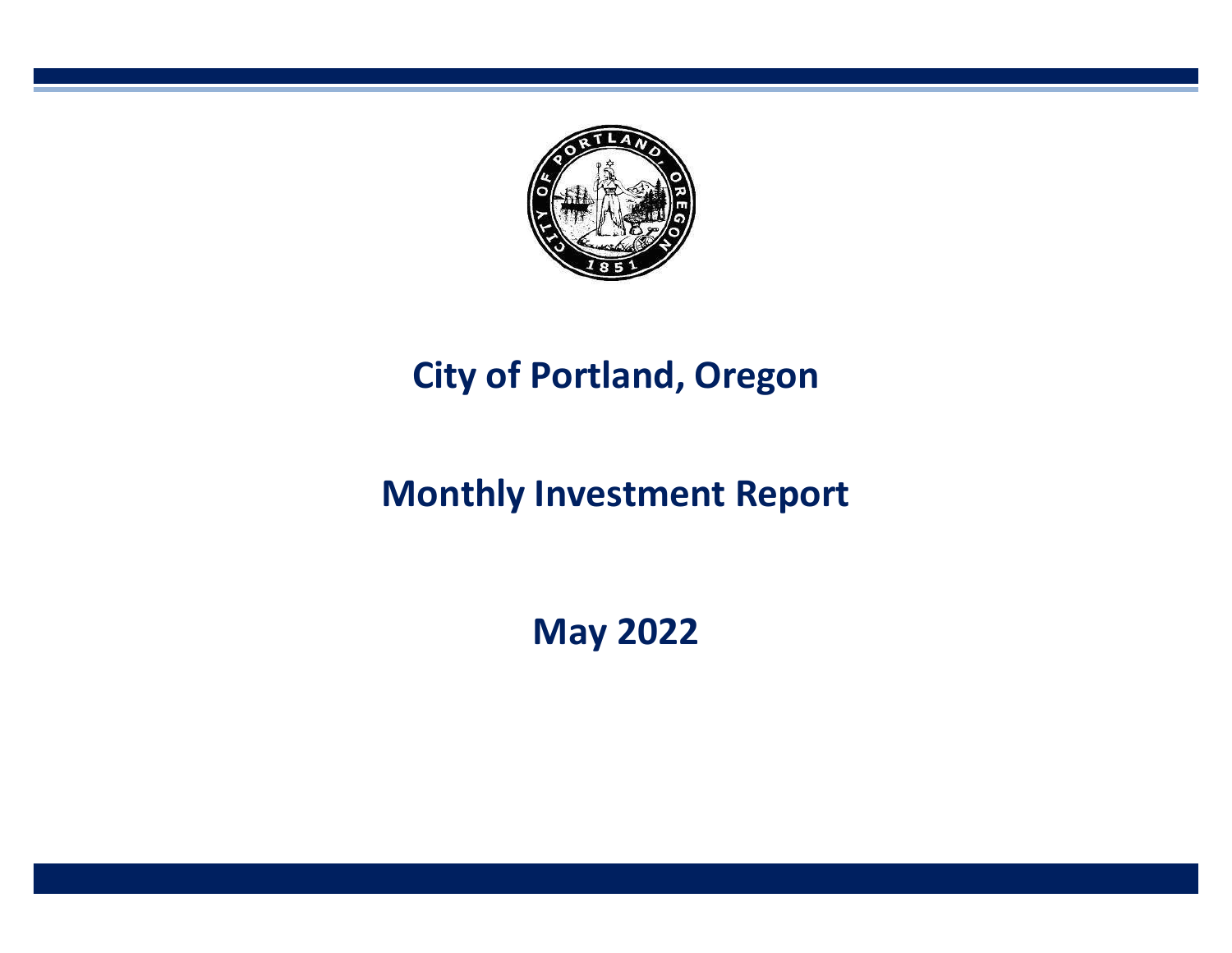# City of Portland, Oregon

## Monthly Investment Report

## May 2022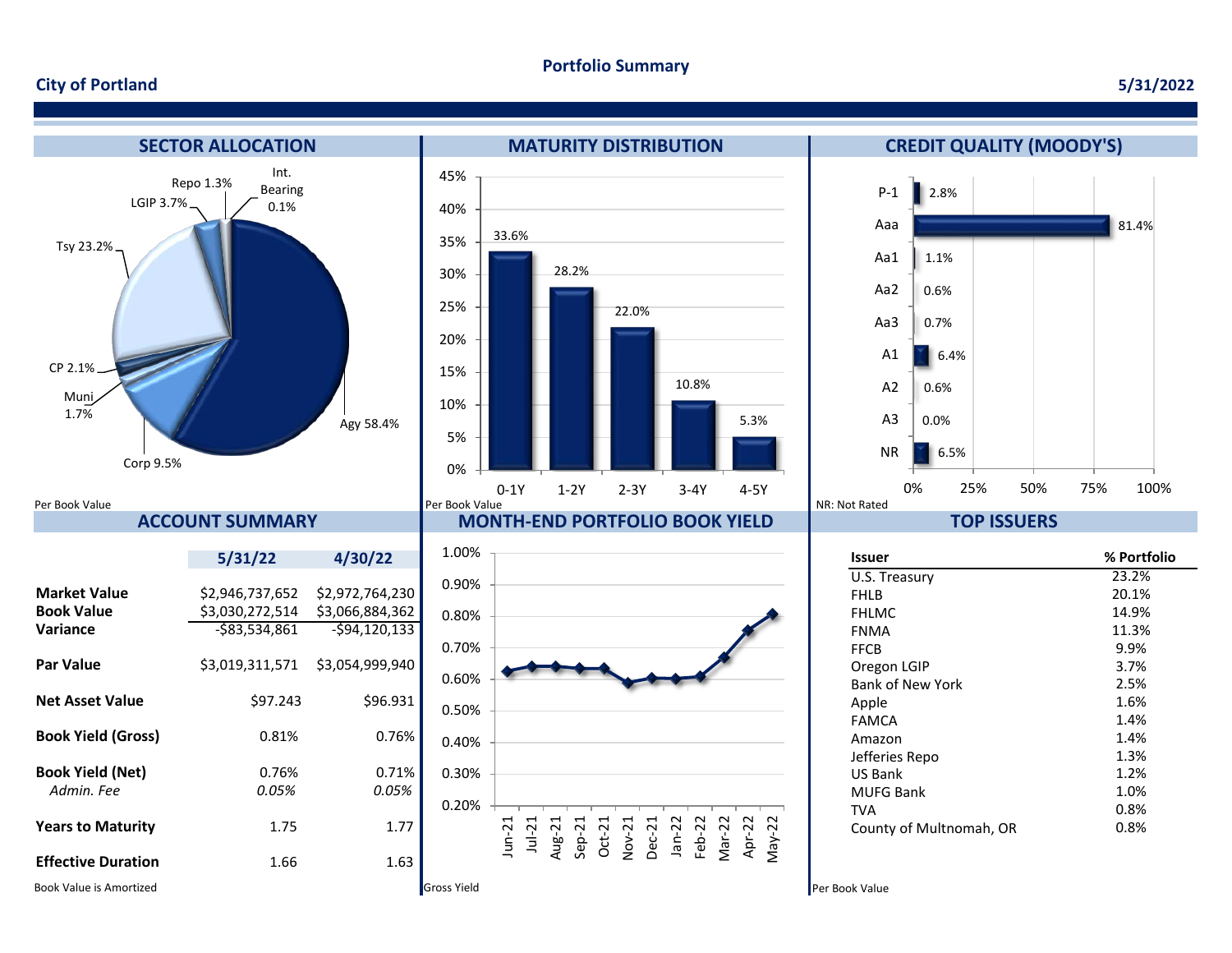# Portfolio Summary

**City of Portland** **5/31/2022**

## SECTOR ALLOCATION

Repo 1.3%
Int. Bearing 0.1%
LGIP 3.7%
Tsy 23.2%
CP 2.1%
Muni 1.7%
Corp 9.5%
Agy 58.4%

Per Book Value

## MATURITY DISTRIBUTION

45%
40%
35%
30%
25%
20%
15%
10%
5%
0%

0-1Y 33.6%
1-2Y 28.2%
2-3Y 22.0%
3-4Y 10.8%
4-5Y 5.3%

Per Book Value

## CREDIT QUALITY (MOODY'S)

P-1 2.8%
Aaa 81.4%
Aa1 1.1%
Aa2 0.6%
Aa3 0.7%
A1 6.4%
A2 0.6%
A3 0.0%
NR 6.5%

0% 25% 50% 75% 100%

NR: Not Rated

## ACCOUNT SUMMARY

| | 5/31/22 | 4/30/22 |
|---|---|---|
| **Market Value** | $2,946,737,652 | $2,972,764,230 |
| **Book Value** | $3,030,272,514 | $3,066,884,362 |
| **Variance** | -$83,534,861 | -$94,120,133 |
| **Par Value** | $3,019,311,571 | $3,054,999,940 |
| **Net Asset Value** | $97.243 | $96.931 |
| **Book Yield (Gross)** | 0.81% | 0.76% |
| **Book Yield (Net)** | 0.76% | 0.71% |
| *Admin. Fee* | *0.05%* | *0.05%* |
| **Years to Maturity** | 1.75 | 1.77 |
| **Effective Duration** | 1.66 | 1.63 |

Book Value is Amortized

## MONTH-END PORTFOLIO BOOK YIELD

1.00%
0.90%
0.80%
0.70%
0.60%
0.50%
0.40%
0.30%
0.20%

Jun-21 Jul-21 Aug-21 Sep-21 Oct-21 Nov-21 Dec-21 Jan-22 Feb-22 Mar-22 Apr-22 May-22

Gross Yield

## TOP ISSUERS

| Issuer | % Portfolio |
|---|---|
| U.S. Treasury | 23.2% |
| FHLB | 20.1% |
| FHLMC | 14.9% |
| FNMA | 11.3% |
| FFCB | 9.9% |
| Oregon LGIP | 3.7% |
| Bank of New York | 2.5% |
| Apple | 1.6% |
| FAMCA | 1.4% |
| Amazon | 1.4% |
| Jefferies Repo | 1.3% |
| US Bank | 1.2% |
| MUFG Bank | 1.0% |
| TVA | 0.8% |
| County of Multnomah, OR | 0.8% |

Per Book Value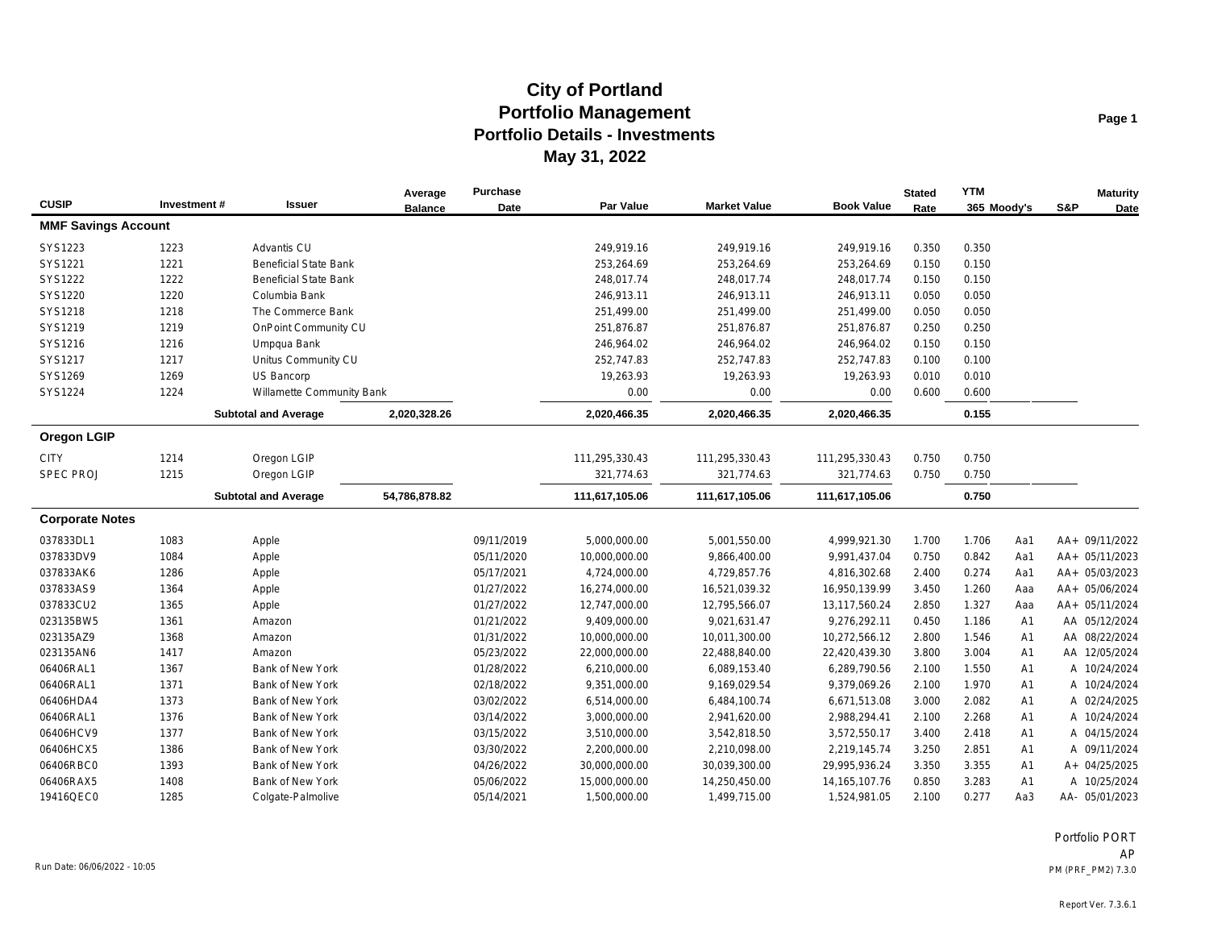# City of Portland
## Portfolio Management
## Portfolio Details - Investments
## May 31, 2022

| CUSIP | Investment # | Issuer | Average Balance | Purchase Date | Par Value | Market Value | Book Value | Stated Rate | YTM 365 | Moody's | S&P | Maturity Date |
|---|---|---|---|---|---|---|---|---|---|---|---|---|
| **MMF Savings Account** | | | | | | | | | | | | |
| SYS1223 | 1223 | Advantis CU | | | 249,919.16 | 249,919.16 | 249,919.16 | 0.350 | 0.350 | | | |
| SYS1221 | 1221 | Beneficial State Bank | | | 253,264.69 | 253,264.69 | 253,264.69 | 0.150 | 0.150 | | | |
| SYS1222 | 1222 | Beneficial State Bank | | | 248,017.74 | 248,017.74 | 248,017.74 | 0.150 | 0.150 | | | |
| SYS1220 | 1220 | Columbia Bank | | | 246,913.11 | 246,913.11 | 246,913.11 | 0.050 | 0.050 | | | |
| SYS1218 | 1218 | The Commerce Bank | | | 251,499.00 | 251,499.00 | 251,499.00 | 0.050 | 0.050 | | | |
| SYS1219 | 1219 | OnPoint Community CU | | | 251,876.87 | 251,876.87 | 251,876.87 | 0.250 | 0.250 | | | |
| SYS1216 | 1216 | Umpqua Bank | | | 246,964.02 | 246,964.02 | 246,964.02 | 0.150 | 0.150 | | | |
| SYS1217 | 1217 | Unitus Community CU | | | 252,747.83 | 252,747.83 | 252,747.83 | 0.100 | 0.100 | | | |
| SYS1269 | 1269 | US Bancorp | | | 19,263.93 | 19,263.93 | 19,263.93 | 0.010 | 0.010 | | | |
| SYS1224 | 1224 | Willamette Community Bank | | | 0.00 | 0.00 | 0.00 | 0.600 | 0.600 | | | |
| | | **Subtotal and Average** | **2,020,328.26** | | **2,020,466.35** | **2,020,466.35** | **2,020,466.35** | | **0.155** | | | |
| **Oregon LGIP** | | | | | | | | | | | | |
| CITY | 1214 | Oregon LGIP | | | 111,295,330.43 | 111,295,330.43 | 111,295,330.43 | 0.750 | 0.750 | | | |
| SPEC PROJ | 1215 | Oregon LGIP | | | 321,774.63 | 321,774.63 | 321,774.63 | 0.750 | 0.750 | | | |
| | | **Subtotal and Average** | **54,786,878.82** | | **111,617,105.06** | **111,617,105.06** | **111,617,105.06** | | **0.750** | | | |
| **Corporate Notes** | | | | | | | | | | | | |
| 037833DL1 | 1083 | Apple | | 09/11/2019 | 5,000,000.00 | 5,001,550.00 | 4,999,921.30 | 1.700 | 1.706 | Aa1 | AA+ | 09/11/2022 |
| 037833DV9 | 1084 | Apple | | 05/11/2020 | 10,000,000.00 | 9,866,400.00 | 9,991,437.04 | 0.750 | 0.842 | Aa1 | AA+ | 05/11/2023 |
| 037833AK6 | 1286 | Apple | | 05/17/2021 | 4,724,000.00 | 4,729,857.76 | 4,816,302.68 | 2.400 | 0.274 | Aa1 | AA+ | 05/03/2023 |
| 037833AS9 | 1364 | Apple | | 01/27/2022 | 16,274,000.00 | 16,521,039.32 | 16,950,139.99 | 3.450 | 1.260 | Aaa | AA+ | 05/06/2024 |
| 037833CU2 | 1365 | Apple | | 01/27/2022 | 12,747,000.00 | 12,795,566.07 | 13,117,560.24 | 2.850 | 1.327 | Aaa | AA+ | 05/11/2024 |
| 023135BW5 | 1361 | Amazon | | 01/21/2022 | 9,409,000.00 | 9,021,631.47 | 9,276,292.11 | 0.450 | 1.186 | A1 | AA | 05/12/2024 |
| 023135AZ9 | 1368 | Amazon | | 01/31/2022 | 10,000,000.00 | 10,011,300.00 | 10,272,566.12 | 2.800 | 1.546 | A1 | AA | 08/22/2024 |
| 023135AN6 | 1417 | Amazon | | 05/23/2022 | 22,000,000.00 | 22,488,840.00 | 22,420,439.30 | 3.800 | 3.004 | A1 | AA | 12/05/2024 |
| 06406RAL1 | 1367 | Bank of New York | | 01/28/2022 | 6,210,000.00 | 6,089,153.40 | 6,289,790.56 | 2.100 | 1.550 | A1 | A | 10/24/2024 |
| 06406RAL1 | 1371 | Bank of New York | | 02/18/2022 | 9,351,000.00 | 9,169,029.54 | 9,379,069.26 | 2.100 | 1.970 | A1 | A | 10/24/2024 |
| 06406HDA4 | 1373 | Bank of New York | | 03/02/2022 | 6,514,000.00 | 6,484,100.74 | 6,671,513.08 | 3.000 | 2.082 | A1 | A | 02/24/2025 |
| 06406RAL1 | 1376 | Bank of New York | | 03/14/2022 | 3,000,000.00 | 2,941,620.00 | 2,988,294.41 | 2.100 | 2.268 | A1 | A | 10/24/2024 |
| 06406HCV9 | 1377 | Bank of New York | | 03/15/2022 | 3,510,000.00 | 3,542,818.50 | 3,572,550.17 | 3.400 | 2.418 | A1 | A | 04/15/2024 |
| 06406HCX5 | 1386 | Bank of New York | | 03/30/2022 | 2,200,000.00 | 2,210,098.00 | 2,219,145.74 | 3.250 | 2.851 | A1 | A | 09/11/2024 |
| 06406RBC0 | 1393 | Bank of New York | | 04/26/2022 | 30,000,000.00 | 30,039,300.00 | 29,995,936.24 | 3.350 | 3.355 | A1 | A+ | 04/25/2025 |
| 06406RAX5 | 1408 | Bank of New York | | 05/06/2022 | 15,000,000.00 | 14,250,450.00 | 14,165,107.76 | 0.850 | 3.283 | A1 | A | 10/25/2024 |
| 19416QEC0 | 1285 | Colgate-Palmolive | | 05/14/2021 | 1,500,000.00 | 1,499,715.00 | 1,524,981.05 | 2.100 | 0.277 | Aa3 | AA- | 05/01/2023 |

Run Date: 06/06/2022 - 10:05

Portfolio PORT
AP
PM (PRF_PM2) 7.3.0

Report Ver. 7.3.6.1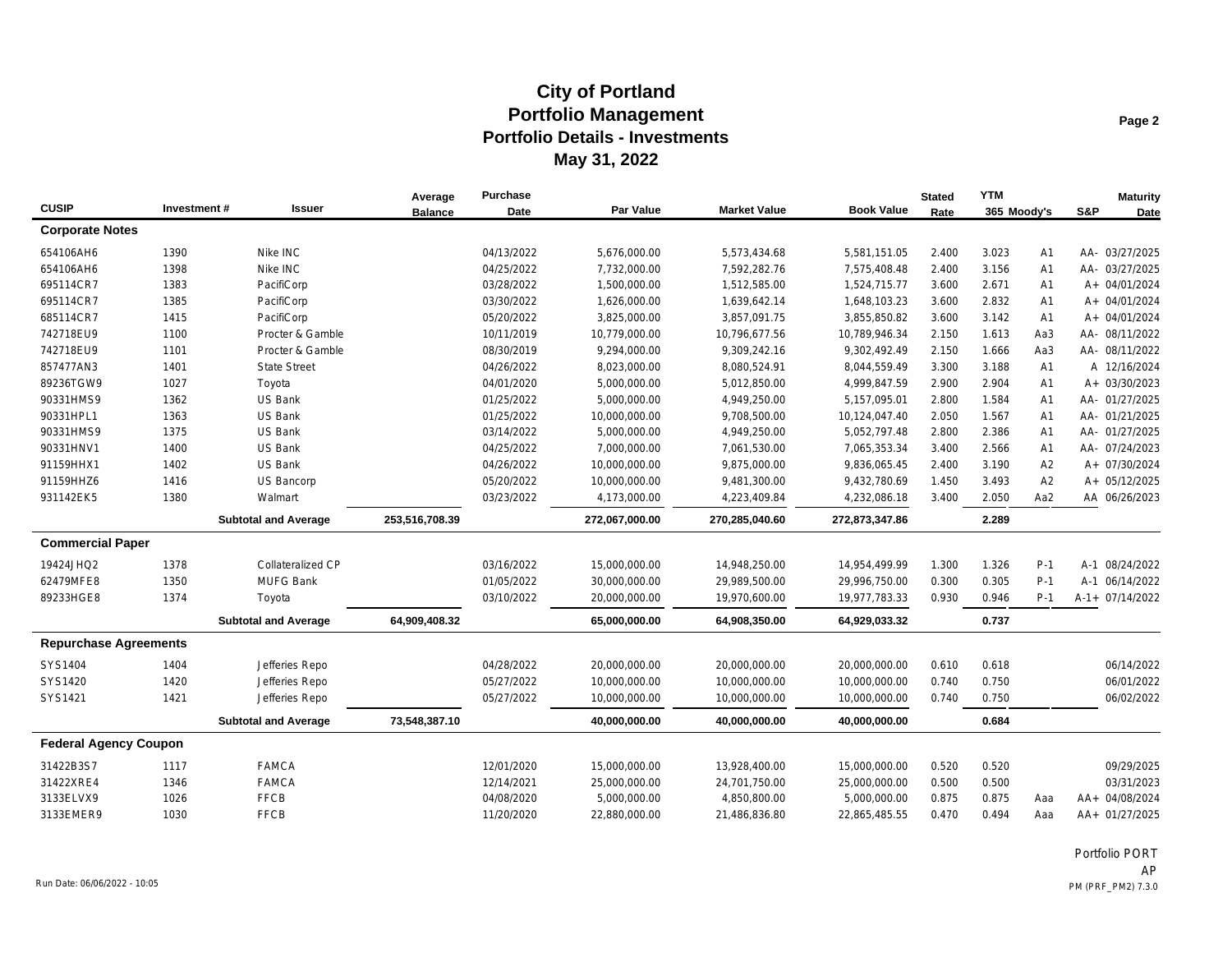# City of Portland
## Portfolio Management
## Portfolio Details - Investments
## May 31, 2022

| CUSIP | Investment # | Issuer | Average Balance | Purchase Date | Par Value | Market Value | Book Value | Stated Rate | YTM 365 | Moody's | S&P | Maturity Date |
|---|---|---|---|---|---|---|---|---|---|---|---|---|
| **Corporate Notes** | | | | | | | | | | | | |
| 654106AH6 | 1390 | Nike INC | | 04/13/2022 | 5,676,000.00 | 5,573,434.68 | 5,581,151.05 | 2.400 | 3.023 | A1 | AA- | 03/27/2025 |
| 654106AH6 | 1398 | Nike INC | | 04/25/2022 | 7,732,000.00 | 7,592,282.76 | 7,575,408.48 | 2.400 | 3.156 | A1 | AA- | 03/27/2025 |
| 695114CR7 | 1383 | PacifiCorp | | 03/28/2022 | 1,500,000.00 | 1,512,585.00 | 1,524,715.77 | 3.600 | 2.671 | A1 | A+ | 04/01/2024 |
| 695114CR7 | 1385 | PacifiCorp | | 03/30/2022 | 1,626,000.00 | 1,639,642.14 | 1,648,103.23 | 3.600 | 2.832 | A1 | A+ | 04/01/2024 |
| 685114CR7 | 1415 | PacifiCorp | | 05/20/2022 | 3,825,000.00 | 3,857,091.75 | 3,855,850.82 | 3.600 | 3.142 | A1 | A+ | 04/01/2024 |
| 742718EU9 | 1100 | Procter & Gamble | | 10/11/2019 | 10,779,000.00 | 10,796,677.56 | 10,789,946.34 | 2.150 | 1.613 | Aa3 | AA- | 08/11/2022 |
| 742718EU9 | 1101 | Procter & Gamble | | 08/30/2019 | 9,294,000.00 | 9,309,242.16 | 9,302,492.49 | 2.150 | 1.666 | Aa3 | AA- | 08/11/2022 |
| 857477AN3 | 1401 | State Street | | 04/26/2022 | 8,023,000.00 | 8,080,524.91 | 8,044,559.49 | 3.300 | 3.188 | A1 | A | 12/16/2024 |
| 89236TGW9 | 1027 | Toyota | | 04/01/2020 | 5,000,000.00 | 5,012,850.00 | 4,999,847.59 | 2.900 | 2.904 | A1 | A+ | 03/30/2023 |
| 90331HMS9 | 1362 | US Bank | | 01/25/2022 | 5,000,000.00 | 4,949,250.00 | 5,157,095.01 | 2.800 | 1.584 | A1 | AA- | 01/27/2025 |
| 90331HPL1 | 1363 | US Bank | | 01/25/2022 | 10,000,000.00 | 9,708,500.00 | 10,124,047.40 | 2.050 | 1.567 | A1 | AA- | 01/21/2025 |
| 90331HMS9 | 1375 | US Bank | | 03/14/2022 | 5,000,000.00 | 4,949,250.00 | 5,052,797.48 | 2.800 | 2.386 | A1 | AA- | 01/27/2025 |
| 90331HNV1 | 1400 | US Bank | | 04/25/2022 | 7,000,000.00 | 7,061,530.00 | 7,065,353.34 | 3.400 | 2.566 | A1 | AA- | 07/24/2023 |
| 91159HHX1 | 1402 | US Bank | | 04/26/2022 | 10,000,000.00 | 9,875,000.00 | 9,836,065.45 | 2.400 | 3.190 | A2 | A+ | 07/30/2024 |
| 91159HHZ6 | 1416 | US Bancorp | | 05/20/2022 | 10,000,000.00 | 9,481,300.00 | 9,432,780.69 | 1.450 | 3.493 | A2 | A+ | 05/12/2025 |
| 931142EK5 | 1380 | Walmart | | 03/23/2022 | 4,173,000.00 | 4,223,409.84 | 4,232,086.18 | 3.400 | 2.050 | Aa2 | AA | 06/26/2023 |
| | | **Subtotal and Average** | **253,516,708.39** | | **272,067,000.00** | **270,285,040.60** | **272,873,347.86** | | **2.289** | | | |
| **Commercial Paper** | | | | | | | | | | | | |
| 19424JHQ2 | 1378 | Collateralized CP | | 03/16/2022 | 15,000,000.00 | 14,948,250.00 | 14,954,499.99 | 1.300 | 1.326 | P-1 | A-1 | 08/24/2022 |
| 62479MFE8 | 1350 | MUFG Bank | | 01/05/2022 | 30,000,000.00 | 29,989,500.00 | 29,996,750.00 | 0.300 | 0.305 | P-1 | A-1 | 06/14/2022 |
| 89233HGE8 | 1374 | Toyota | | 03/10/2022 | 20,000,000.00 | 19,970,600.00 | 19,977,783.33 | 0.930 | 0.946 | P-1 | A-1+ | 07/14/2022 |
| | | **Subtotal and Average** | **64,909,408.32** | | **65,000,000.00** | **64,908,350.00** | **64,929,033.32** | | **0.737** | | | |
| **Repurchase Agreements** | | | | | | | | | | | | |
| SYS1404 | 1404 | Jefferies Repo | | 04/28/2022 | 20,000,000.00 | 20,000,000.00 | 20,000,000.00 | 0.610 | 0.618 | | | 06/14/2022 |
| SYS1420 | 1420 | Jefferies Repo | | 05/27/2022 | 10,000,000.00 | 10,000,000.00 | 10,000,000.00 | 0.740 | 0.750 | | | 06/01/2022 |
| SYS1421 | 1421 | Jefferies Repo | | 05/27/2022 | 10,000,000.00 | 10,000,000.00 | 10,000,000.00 | 0.740 | 0.750 | | | 06/02/2022 |
| | | **Subtotal and Average** | **73,548,387.10** | | **40,000,000.00** | **40,000,000.00** | **40,000,000.00** | | **0.684** | | | |
| **Federal Agency Coupon** | | | | | | | | | | | | |
| 31422B3S7 | 1117 | FAMCA | | 12/01/2020 | 15,000,000.00 | 13,928,400.00 | 15,000,000.00 | 0.520 | 0.520 | | | 09/29/2025 |
| 31422XRE4 | 1346 | FAMCA | | 12/14/2021 | 25,000,000.00 | 24,701,750.00 | 25,000,000.00 | 0.500 | 0.500 | | | 03/31/2023 |
| 3133ELVX9 | 1026 | FFCB | | 04/08/2020 | 5,000,000.00 | 4,850,800.00 | 5,000,000.00 | 0.875 | 0.875 | Aaa | AA+ | 04/08/2024 |
| 3133EMER9 | 1030 | FFCB | | 11/20/2020 | 22,880,000.00 | 21,486,836.80 | 22,865,485.55 | 0.470 | 0.494 | Aaa | AA+ | 01/27/2025 |

Run Date: 06/06/2022 - 10:05

Portfolio PORT
AP
PM (PRF_PM2) 7.3.0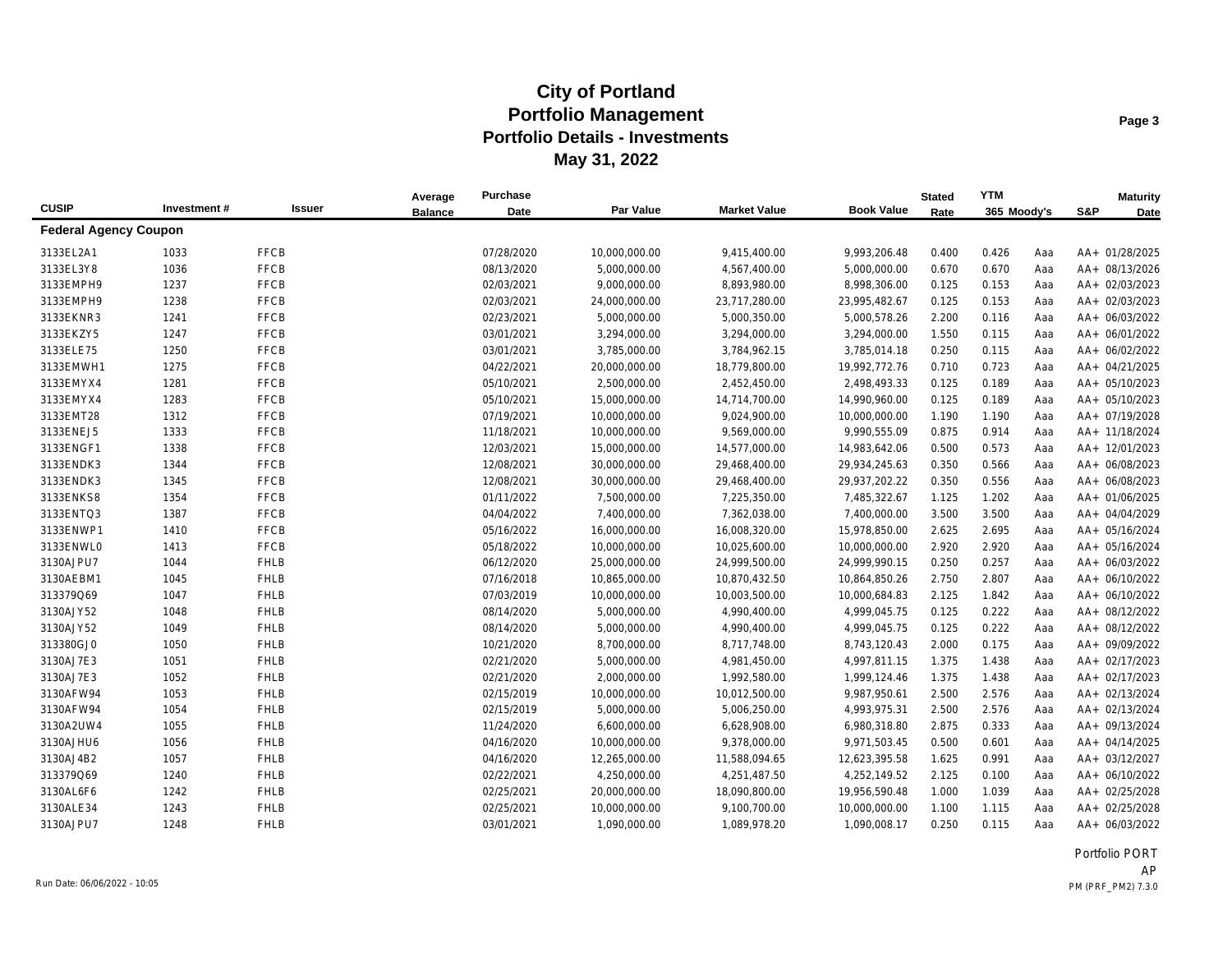# City of Portland
## Portfolio Management
## Portfolio Details - Investments
## May 31, 2022

| CUSIP | Investment # | Issuer | Average Balance | Purchase Date | Par Value | Market Value | Book Value | Stated Rate | YTM 365 | Moody's | S&P | Maturity Date |
|---|---|---|---|---|---|---|---|---|---|---|---|---|
| **Federal Agency Coupon** | | | | | | | | | | | | |
| 3133EL2A1 | 1033 | FFCB | | 07/28/2020 | 10,000,000.00 | 9,415,400.00 | 9,993,206.48 | 0.400 | 0.426 | Aaa | AA+ | 01/28/2025 |
| 3133EL3Y8 | 1036 | FFCB | | 08/13/2020 | 5,000,000.00 | 4,567,400.00 | 5,000,000.00 | 0.670 | 0.670 | Aaa | AA+ | 08/13/2026 |
| 3133EMPH9 | 1237 | FFCB | | 02/03/2021 | 9,000,000.00 | 8,893,980.00 | 8,998,306.00 | 0.125 | 0.153 | Aaa | AA+ | 02/03/2023 |
| 3133EMPH9 | 1238 | FFCB | | 02/03/2021 | 24,000,000.00 | 23,717,280.00 | 23,995,482.67 | 0.125 | 0.153 | Aaa | AA+ | 02/03/2023 |
| 3133EKNR3 | 1241 | FFCB | | 02/23/2021 | 5,000,000.00 | 5,000,350.00 | 5,000,578.26 | 2.200 | 0.116 | Aaa | AA+ | 06/03/2022 |
| 3133EKZY5 | 1247 | FFCB | | 03/01/2021 | 3,294,000.00 | 3,294,000.00 | 3,294,000.00 | 1.550 | 0.115 | Aaa | AA+ | 06/01/2022 |
| 3133ELE75 | 1250 | FFCB | | 03/01/2021 | 3,785,000.00 | 3,784,962.15 | 3,785,014.18 | 0.250 | 0.115 | Aaa | AA+ | 06/02/2022 |
| 3133EMWH1 | 1275 | FFCB | | 04/22/2021 | 20,000,000.00 | 18,779,800.00 | 19,992,772.76 | 0.710 | 0.723 | Aaa | AA+ | 04/21/2025 |
| 3133EMYX4 | 1281 | FFCB | | 05/10/2021 | 2,500,000.00 | 2,452,450.00 | 2,498,493.33 | 0.125 | 0.189 | Aaa | AA+ | 05/10/2023 |
| 3133EMYX4 | 1283 | FFCB | | 05/10/2021 | 15,000,000.00 | 14,714,700.00 | 14,990,960.00 | 0.125 | 0.189 | Aaa | AA+ | 05/10/2023 |
| 3133EMT28 | 1312 | FFCB | | 07/19/2021 | 10,000,000.00 | 9,024,900.00 | 10,000,000.00 | 1.190 | 1.190 | Aaa | AA+ | 07/19/2028 |
| 3133ENEJ5 | 1333 | FFCB | | 11/18/2021 | 10,000,000.00 | 9,569,000.00 | 9,990,555.09 | 0.875 | 0.914 | Aaa | AA+ | 11/18/2024 |
| 3133ENGF1 | 1338 | FFCB | | 12/03/2021 | 15,000,000.00 | 14,577,000.00 | 14,983,642.06 | 0.500 | 0.573 | Aaa | AA+ | 12/01/2023 |
| 3133ENDK3 | 1344 | FFCB | | 12/08/2021 | 30,000,000.00 | 29,468,400.00 | 29,934,245.63 | 0.350 | 0.566 | Aaa | AA+ | 06/08/2023 |
| 3133ENDK3 | 1345 | FFCB | | 12/08/2021 | 30,000,000.00 | 29,468,400.00 | 29,937,202.22 | 0.350 | 0.556 | Aaa | AA+ | 06/08/2023 |
| 3133ENKS8 | 1354 | FFCB | | 01/11/2022 | 7,500,000.00 | 7,225,350.00 | 7,485,322.67 | 1.125 | 1.202 | Aaa | AA+ | 01/06/2025 |
| 3133ENTQ3 | 1387 | FFCB | | 04/04/2022 | 7,400,000.00 | 7,362,038.00 | 7,400,000.00 | 3.500 | 3.500 | Aaa | AA+ | 04/04/2029 |
| 3133ENWP1 | 1410 | FFCB | | 05/16/2022 | 16,000,000.00 | 16,008,320.00 | 15,978,850.00 | 2.625 | 2.695 | Aaa | AA+ | 05/16/2024 |
| 3133ENWL0 | 1413 | FFCB | | 05/18/2022 | 10,000,000.00 | 10,025,600.00 | 10,000,000.00 | 2.920 | 2.920 | Aaa | AA+ | 05/16/2024 |
| 3130AJPU7 | 1044 | FHLB | | 06/12/2020 | 25,000,000.00 | 24,999,500.00 | 24,999,990.15 | 0.250 | 0.257 | Aaa | AA+ | 06/03/2022 |
| 3130AEBM1 | 1045 | FHLB | | 07/16/2018 | 10,865,000.00 | 10,870,432.50 | 10,864,850.26 | 2.750 | 2.807 | Aaa | AA+ | 06/10/2022 |
| 313379Q69 | 1047 | FHLB | | 07/03/2019 | 10,000,000.00 | 10,003,500.00 | 10,000,684.83 | 2.125 | 1.842 | Aaa | AA+ | 06/10/2022 |
| 3130AJY52 | 1048 | FHLB | | 08/14/2020 | 5,000,000.00 | 4,990,400.00 | 4,999,045.75 | 0.125 | 0.222 | Aaa | AA+ | 08/12/2022 |
| 3130AJY52 | 1049 | FHLB | | 08/14/2020 | 5,000,000.00 | 4,990,400.00 | 4,999,045.75 | 0.125 | 0.222 | Aaa | AA+ | 08/12/2022 |
| 313380GJ0 | 1050 | FHLB | | 10/21/2020 | 8,700,000.00 | 8,717,748.00 | 8,743,120.43 | 2.000 | 0.175 | Aaa | AA+ | 09/09/2022 |
| 3130AJ7E3 | 1051 | FHLB | | 02/21/2020 | 5,000,000.00 | 4,981,450.00 | 4,997,811.15 | 1.375 | 1.438 | Aaa | AA+ | 02/17/2023 |
| 3130AJ7E3 | 1052 | FHLB | | 02/21/2020 | 2,000,000.00 | 1,992,580.00 | 1,999,124.46 | 1.375 | 1.438 | Aaa | AA+ | 02/17/2023 |
| 3130AFW94 | 1053 | FHLB | | 02/15/2019 | 10,000,000.00 | 10,012,500.00 | 9,987,950.61 | 2.500 | 2.576 | Aaa | AA+ | 02/13/2024 |
| 3130AFW94 | 1054 | FHLB | | 02/15/2019 | 5,000,000.00 | 5,006,250.00 | 4,993,975.31 | 2.500 | 2.576 | Aaa | AA+ | 02/13/2024 |
| 3130A2UW4 | 1055 | FHLB | | 11/24/2020 | 6,600,000.00 | 6,628,908.00 | 6,980,318.80 | 2.875 | 0.333 | Aaa | AA+ | 09/13/2024 |
| 3130AJHU6 | 1056 | FHLB | | 04/16/2020 | 10,000,000.00 | 9,378,000.00 | 9,971,503.45 | 0.500 | 0.601 | Aaa | AA+ | 04/14/2025 |
| 3130AJ4B2 | 1057 | FHLB | | 04/16/2020 | 12,265,000.00 | 11,588,094.65 | 12,623,395.58 | 1.625 | 0.991 | Aaa | AA+ | 03/12/2027 |
| 313379Q69 | 1240 | FHLB | | 02/22/2021 | 4,250,000.00 | 4,251,487.50 | 4,252,149.52 | 2.125 | 0.100 | Aaa | AA+ | 06/10/2022 |
| 3130AL6F6 | 1242 | FHLB | | 02/25/2021 | 20,000,000.00 | 18,090,800.00 | 19,956,590.48 | 1.000 | 1.039 | Aaa | AA+ | 02/25/2028 |
| 3130ALE34 | 1243 | FHLB | | 02/25/2021 | 10,000,000.00 | 9,100,700.00 | 10,000,000.00 | 1.100 | 1.115 | Aaa | AA+ | 02/25/2028 |
| 3130AJPU7 | 1248 | FHLB | | 03/01/2021 | 1,090,000.00 | 1,089,978.20 | 1,090,008.17 | 0.250 | 0.115 | Aaa | AA+ | 06/03/2022 |

Portfolio PORT
AP

Run Date: 06/06/2022 - 10:05

PM (PRF_PM2) 7.3.0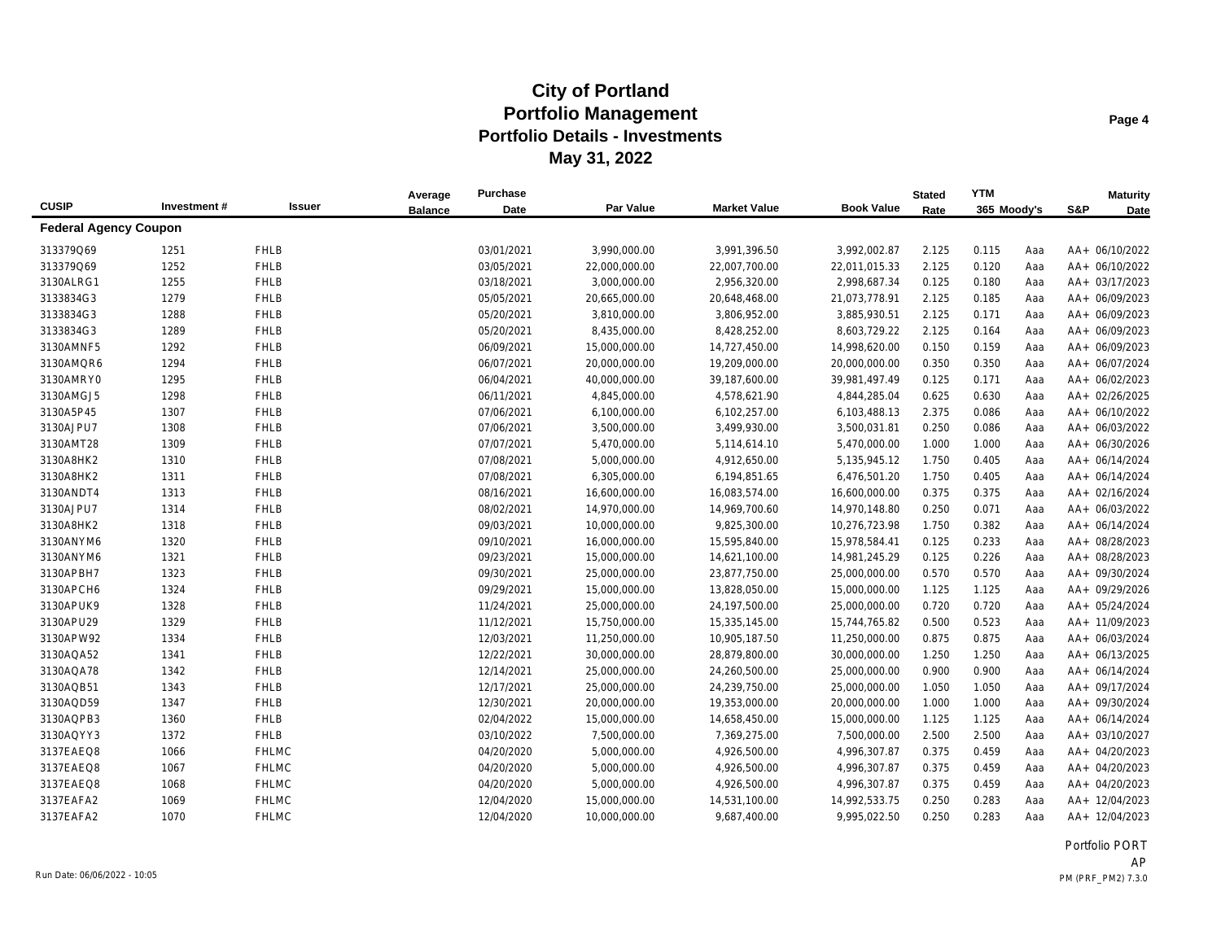# City of Portland
## Portfolio Management
## Portfolio Details - Investments
## May 31, 2022

| CUSIP | Investment # | Issuer | Average Balance | Purchase Date | Par Value | Market Value | Book Value | Stated Rate | YTM 365 | Moody's | S&P | Maturity Date |
|---|---|---|---|---|---|---|---|---|---|---|---|---|
| **Federal Agency Coupon** | | | | | | | | | | | | |
| 313379Q69 | 1251 | FHLB | | 03/01/2021 | 3,990,000.00 | 3,991,396.50 | 3,992,002.87 | 2.125 | 0.115 | Aaa | AA+ | 06/10/2022 |
| 313379Q69 | 1252 | FHLB | | 03/05/2021 | 22,000,000.00 | 22,007,700.00 | 22,011,015.33 | 2.125 | 0.120 | Aaa | AA+ | 06/10/2022 |
| 3130ALRG1 | 1255 | FHLB | | 03/18/2021 | 3,000,000.00 | 2,956,320.00 | 2,998,687.34 | 0.125 | 0.180 | Aaa | AA+ | 03/17/2023 |
| 3133834G3 | 1279 | FHLB | | 05/05/2021 | 20,665,000.00 | 20,648,468.00 | 21,073,778.91 | 2.125 | 0.185 | Aaa | AA+ | 06/09/2023 |
| 3133834G3 | 1288 | FHLB | | 05/20/2021 | 3,810,000.00 | 3,806,952.00 | 3,885,930.51 | 2.125 | 0.171 | Aaa | AA+ | 06/09/2023 |
| 3133834G3 | 1289 | FHLB | | 05/20/2021 | 8,435,000.00 | 8,428,252.00 | 8,603,729.22 | 2.125 | 0.164 | Aaa | AA+ | 06/09/2023 |
| 3130AMNF5 | 1292 | FHLB | | 06/09/2021 | 15,000,000.00 | 14,727,450.00 | 14,998,620.00 | 0.150 | 0.159 | Aaa | AA+ | 06/09/2023 |
| 3130AMQR6 | 1294 | FHLB | | 06/07/2021 | 20,000,000.00 | 19,209,000.00 | 20,000,000.00 | 0.350 | 0.350 | Aaa | AA+ | 06/07/2024 |
| 3130AMRY0 | 1295 | FHLB | | 06/04/2021 | 40,000,000.00 | 39,187,600.00 | 39,981,497.49 | 0.125 | 0.171 | Aaa | AA+ | 06/02/2023 |
| 3130AMGJ5 | 1298 | FHLB | | 06/11/2021 | 4,845,000.00 | 4,578,621.90 | 4,844,285.04 | 0.625 | 0.630 | Aaa | AA+ | 02/26/2025 |
| 3130A5P45 | 1307 | FHLB | | 07/06/2021 | 6,100,000.00 | 6,102,257.00 | 6,103,488.13 | 2.375 | 0.086 | Aaa | AA+ | 06/10/2022 |
| 3130AJPU7 | 1308 | FHLB | | 07/06/2021 | 3,500,000.00 | 3,499,930.00 | 3,500,031.81 | 0.250 | 0.086 | Aaa | AA+ | 06/03/2022 |
| 3130AMT28 | 1309 | FHLB | | 07/07/2021 | 5,470,000.00 | 5,114,614.10 | 5,470,000.00 | 1.000 | 1.000 | Aaa | AA+ | 06/30/2026 |
| 3130A8HK2 | 1310 | FHLB | | 07/08/2021 | 5,000,000.00 | 4,912,650.00 | 5,135,945.12 | 1.750 | 0.405 | Aaa | AA+ | 06/14/2024 |
| 3130A8HK2 | 1311 | FHLB | | 07/08/2021 | 6,305,000.00 | 6,194,851.65 | 6,476,501.20 | 1.750 | 0.405 | Aaa | AA+ | 06/14/2024 |
| 3130ANDT4 | 1313 | FHLB | | 08/16/2021 | 16,600,000.00 | 16,083,574.00 | 16,600,000.00 | 0.375 | 0.375 | Aaa | AA+ | 02/16/2024 |
| 3130AJPU7 | 1314 | FHLB | | 08/02/2021 | 14,970,000.00 | 14,969,700.60 | 14,970,148.80 | 0.250 | 0.071 | Aaa | AA+ | 06/03/2022 |
| 3130A8HK2 | 1318 | FHLB | | 09/03/2021 | 10,000,000.00 | 9,825,300.00 | 10,276,723.98 | 1.750 | 0.382 | Aaa | AA+ | 06/14/2024 |
| 3130ANYM6 | 1320 | FHLB | | 09/10/2021 | 16,000,000.00 | 15,595,840.00 | 15,978,584.41 | 0.125 | 0.233 | Aaa | AA+ | 08/28/2023 |
| 3130ANYM6 | 1321 | FHLB | | 09/23/2021 | 15,000,000.00 | 14,621,100.00 | 14,981,245.29 | 0.125 | 0.226 | Aaa | AA+ | 08/28/2023 |
| 3130APBH7 | 1323 | FHLB | | 09/30/2021 | 25,000,000.00 | 23,877,750.00 | 25,000,000.00 | 0.570 | 0.570 | Aaa | AA+ | 09/30/2024 |
| 3130APCH6 | 1324 | FHLB | | 09/29/2021 | 15,000,000.00 | 13,828,050.00 | 15,000,000.00 | 1.125 | 1.125 | Aaa | AA+ | 09/29/2026 |
| 3130APUK9 | 1328 | FHLB | | 11/24/2021 | 25,000,000.00 | 24,197,500.00 | 25,000,000.00 | 0.720 | 0.720 | Aaa | AA+ | 05/24/2024 |
| 3130APU29 | 1329 | FHLB | | 11/12/2021 | 15,750,000.00 | 15,335,145.00 | 15,744,765.82 | 0.500 | 0.523 | Aaa | AA+ | 11/09/2023 |
| 3130APW92 | 1334 | FHLB | | 12/03/2021 | 11,250,000.00 | 10,905,187.50 | 11,250,000.00 | 0.875 | 0.875 | Aaa | AA+ | 06/03/2024 |
| 3130AQA52 | 1341 | FHLB | | 12/22/2021 | 30,000,000.00 | 28,879,800.00 | 30,000,000.00 | 1.250 | 1.250 | Aaa | AA+ | 06/13/2025 |
| 3130AQA78 | 1342 | FHLB | | 12/14/2021 | 25,000,000.00 | 24,260,500.00 | 25,000,000.00 | 0.900 | 0.900 | Aaa | AA+ | 06/14/2024 |
| 3130AQB51 | 1343 | FHLB | | 12/17/2021 | 25,000,000.00 | 24,239,750.00 | 25,000,000.00 | 1.050 | 1.050 | Aaa | AA+ | 09/17/2024 |
| 3130AQD59 | 1347 | FHLB | | 12/30/2021 | 20,000,000.00 | 19,353,000.00 | 20,000,000.00 | 1.000 | 1.000 | Aaa | AA+ | 09/30/2024 |
| 3130AQPB3 | 1360 | FHLB | | 02/04/2022 | 15,000,000.00 | 14,658,450.00 | 15,000,000.00 | 1.125 | 1.125 | Aaa | AA+ | 06/14/2024 |
| 3130AQYY3 | 1372 | FHLB | | 03/10/2022 | 7,500,000.00 | 7,369,275.00 | 7,500,000.00 | 2.500 | 2.500 | Aaa | AA+ | 03/10/2027 |
| 3137EAEQ8 | 1066 | FHLMC | | 04/20/2020 | 5,000,000.00 | 4,926,500.00 | 4,996,307.87 | 0.375 | 0.459 | Aaa | AA+ | 04/20/2023 |
| 3137EAEQ8 | 1067 | FHLMC | | 04/20/2020 | 5,000,000.00 | 4,926,500.00 | 4,996,307.87 | 0.375 | 0.459 | Aaa | AA+ | 04/20/2023 |
| 3137EAEQ8 | 1068 | FHLMC | | 04/20/2020 | 5,000,000.00 | 4,926,500.00 | 4,996,307.87 | 0.375 | 0.459 | Aaa | AA+ | 04/20/2023 |
| 3137EAFA2 | 1069 | FHLMC | | 12/04/2020 | 15,000,000.00 | 14,531,100.00 | 14,992,533.75 | 0.250 | 0.283 | Aaa | AA+ | 12/04/2023 |
| 3137EAFA2 | 1070 | FHLMC | | 12/04/2020 | 10,000,000.00 | 9,687,400.00 | 9,995,022.50 | 0.250 | 0.283 | Aaa | AA+ | 12/04/2023 |

Run Date: 06/06/2022 - 10:05

Portfolio PORT
AP
PM (PRF_PM2) 7.3.0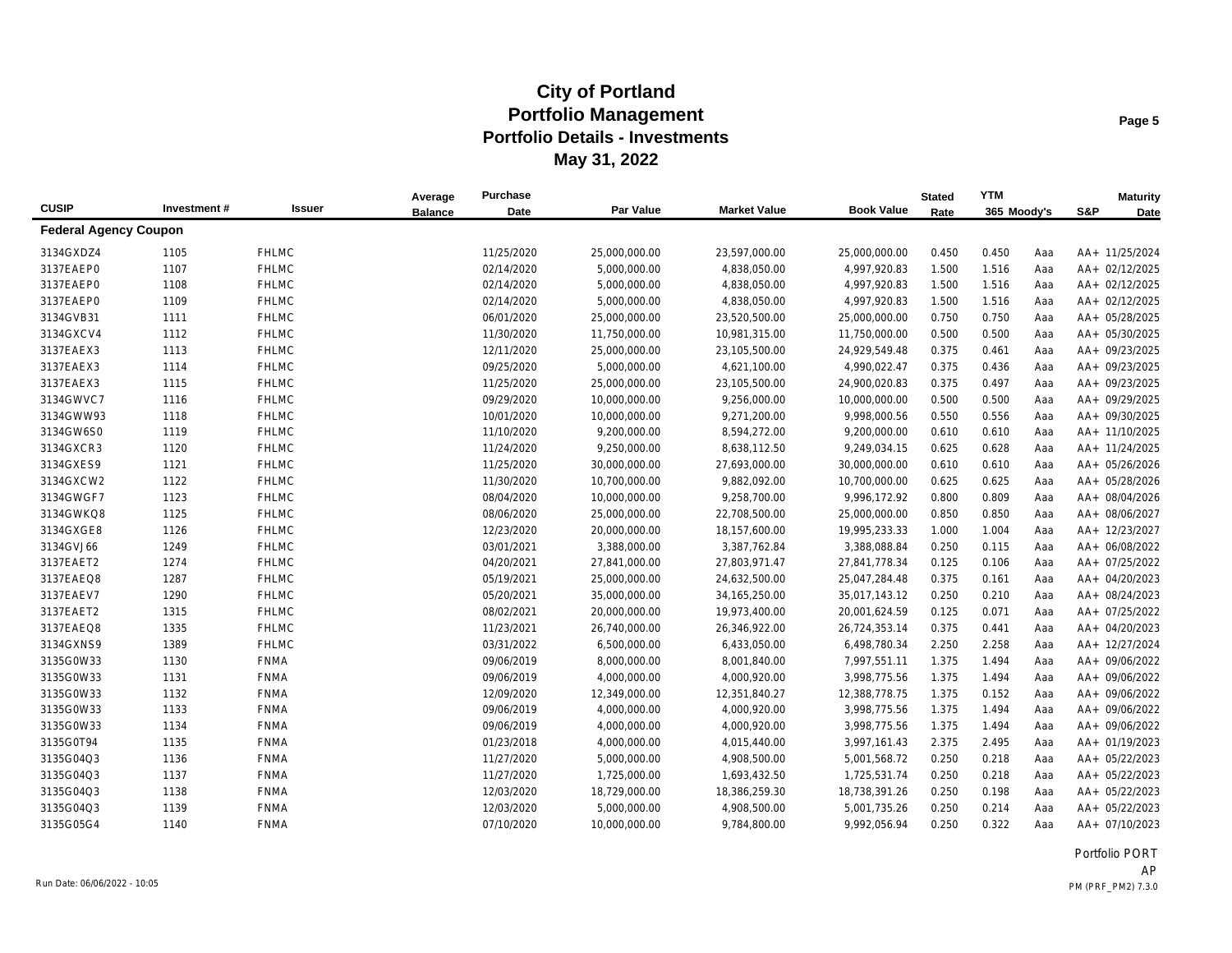# City of Portland
## Portfolio Management
## Portfolio Details - Investments
## May 31, 2022

| CUSIP | Investment # | Issuer | Average Balance | Purchase Date | Par Value | Market Value | Book Value | Stated Rate | YTM 365 | Moody's | S&P | Maturity Date |
|---|---|---|---|---|---|---|---|---|---|---|---|---|
| **Federal Agency Coupon** | | | | | | | | | | | | |
| 3134GXDZ4 | 1105 | FHLMC | | 11/25/2020 | 25,000,000.00 | 23,597,000.00 | 25,000,000.00 | 0.450 | 0.450 | Aaa | AA+ | 11/25/2024 |
| 3137EAEP0 | 1107 | FHLMC | | 02/14/2020 | 5,000,000.00 | 4,838,050.00 | 4,997,920.83 | 1.500 | 1.516 | Aaa | AA+ | 02/12/2025 |
| 3137EAEP0 | 1108 | FHLMC | | 02/14/2020 | 5,000,000.00 | 4,838,050.00 | 4,997,920.83 | 1.500 | 1.516 | Aaa | AA+ | 02/12/2025 |
| 3137EAEP0 | 1109 | FHLMC | | 02/14/2020 | 5,000,000.00 | 4,838,050.00 | 4,997,920.83 | 1.500 | 1.516 | Aaa | AA+ | 02/12/2025 |
| 3134GVB31 | 1111 | FHLMC | | 06/01/2020 | 25,000,000.00 | 23,520,500.00 | 25,000,000.00 | 0.750 | 0.750 | Aaa | AA+ | 05/28/2025 |
| 3134GXCV4 | 1112 | FHLMC | | 11/30/2020 | 11,750,000.00 | 10,981,315.00 | 11,750,000.00 | 0.500 | 0.500 | Aaa | AA+ | 05/30/2025 |
| 3137EAEX3 | 1113 | FHLMC | | 12/11/2020 | 25,000,000.00 | 23,105,500.00 | 24,929,549.48 | 0.375 | 0.461 | Aaa | AA+ | 09/23/2025 |
| 3137EAEX3 | 1114 | FHLMC | | 09/25/2020 | 5,000,000.00 | 4,621,100.00 | 4,990,022.47 | 0.375 | 0.436 | Aaa | AA+ | 09/23/2025 |
| 3137EAEX3 | 1115 | FHLMC | | 11/25/2020 | 25,000,000.00 | 23,105,500.00 | 24,900,020.83 | 0.375 | 0.497 | Aaa | AA+ | 09/23/2025 |
| 3134GWVC7 | 1116 | FHLMC | | 09/29/2020 | 10,000,000.00 | 9,256,000.00 | 10,000,000.00 | 0.500 | 0.500 | Aaa | AA+ | 09/29/2025 |
| 3134GWW93 | 1118 | FHLMC | | 10/01/2020 | 10,000,000.00 | 9,271,200.00 | 9,998,000.56 | 0.550 | 0.556 | Aaa | AA+ | 09/30/2025 |
| 3134GW6S0 | 1119 | FHLMC | | 11/10/2020 | 9,200,000.00 | 8,594,272.00 | 9,200,000.00 | 0.610 | 0.610 | Aaa | AA+ | 11/10/2025 |
| 3134GXCR3 | 1120 | FHLMC | | 11/24/2020 | 9,250,000.00 | 8,638,112.50 | 9,249,034.15 | 0.625 | 0.628 | Aaa | AA+ | 11/24/2025 |
| 3134GXES9 | 1121 | FHLMC | | 11/25/2020 | 30,000,000.00 | 27,693,000.00 | 30,000,000.00 | 0.610 | 0.610 | Aaa | AA+ | 05/26/2026 |
| 3134GXCW2 | 1122 | FHLMC | | 11/30/2020 | 10,700,000.00 | 9,882,092.00 | 10,700,000.00 | 0.625 | 0.625 | Aaa | AA+ | 05/28/2026 |
| 3134GWGF7 | 1123 | FHLMC | | 08/04/2020 | 10,000,000.00 | 9,258,700.00 | 9,996,172.92 | 0.800 | 0.809 | Aaa | AA+ | 08/04/2026 |
| 3134GWKQ8 | 1125 | FHLMC | | 08/06/2020 | 25,000,000.00 | 22,708,500.00 | 25,000,000.00 | 0.850 | 0.850 | Aaa | AA+ | 08/06/2027 |
| 3134GXGE8 | 1126 | FHLMC | | 12/23/2020 | 20,000,000.00 | 18,157,600.00 | 19,995,233.33 | 1.000 | 1.004 | Aaa | AA+ | 12/23/2027 |
| 3134GVJ66 | 1249 | FHLMC | | 03/01/2021 | 3,388,000.00 | 3,387,762.84 | 3,388,088.84 | 0.250 | 0.115 | Aaa | AA+ | 06/08/2022 |
| 3137EAET2 | 1274 | FHLMC | | 04/20/2021 | 27,841,000.00 | 27,803,971.47 | 27,841,778.34 | 0.125 | 0.106 | Aaa | AA+ | 07/25/2022 |
| 3137EAEQ8 | 1287 | FHLMC | | 05/19/2021 | 25,000,000.00 | 24,632,500.00 | 25,047,284.48 | 0.375 | 0.161 | Aaa | AA+ | 04/20/2023 |
| 3137EAEV7 | 1290 | FHLMC | | 05/20/2021 | 35,000,000.00 | 34,165,250.00 | 35,017,143.12 | 0.250 | 0.210 | Aaa | AA+ | 08/24/2023 |
| 3137EAET2 | 1315 | FHLMC | | 08/02/2021 | 20,000,000.00 | 19,973,400.00 | 20,001,624.59 | 0.125 | 0.071 | Aaa | AA+ | 07/25/2022 |
| 3137EAEQ8 | 1335 | FHLMC | | 11/23/2021 | 26,740,000.00 | 26,346,922.00 | 26,724,353.14 | 0.375 | 0.441 | Aaa | AA+ | 04/20/2023 |
| 3134GXNS9 | 1389 | FHLMC | | 03/31/2022 | 6,500,000.00 | 6,433,050.00 | 6,498,780.34 | 2.250 | 2.258 | Aaa | AA+ | 12/27/2024 |
| 3135G0W33 | 1130 | FNMA | | 09/06/2019 | 8,000,000.00 | 8,001,840.00 | 7,997,551.11 | 1.375 | 1.494 | Aaa | AA+ | 09/06/2022 |
| 3135G0W33 | 1131 | FNMA | | 09/06/2019 | 4,000,000.00 | 4,000,920.00 | 3,998,775.56 | 1.375 | 1.494 | Aaa | AA+ | 09/06/2022 |
| 3135G0W33 | 1132 | FNMA | | 12/09/2020 | 12,349,000.00 | 12,351,840.27 | 12,388,778.75 | 1.375 | 0.152 | Aaa | AA+ | 09/06/2022 |
| 3135G0W33 | 1133 | FNMA | | 09/06/2019 | 4,000,000.00 | 4,000,920.00 | 3,998,775.56 | 1.375 | 1.494 | Aaa | AA+ | 09/06/2022 |
| 3135G0W33 | 1134 | FNMA | | 09/06/2019 | 4,000,000.00 | 4,000,920.00 | 3,998,775.56 | 1.375 | 1.494 | Aaa | AA+ | 09/06/2022 |
| 3135G0T94 | 1135 | FNMA | | 01/23/2018 | 4,000,000.00 | 4,015,440.00 | 3,997,161.43 | 2.375 | 2.495 | Aaa | AA+ | 01/19/2023 |
| 3135G04Q3 | 1136 | FNMA | | 11/27/2020 | 5,000,000.00 | 4,908,500.00 | 5,001,568.72 | 0.250 | 0.218 | Aaa | AA+ | 05/22/2023 |
| 3135G04Q3 | 1137 | FNMA | | 11/27/2020 | 1,725,000.00 | 1,693,432.50 | 1,725,531.74 | 0.250 | 0.218 | Aaa | AA+ | 05/22/2023 |
| 3135G04Q3 | 1138 | FNMA | | 12/03/2020 | 18,729,000.00 | 18,386,259.30 | 18,738,391.26 | 0.250 | 0.198 | Aaa | AA+ | 05/22/2023 |
| 3135G04Q3 | 1139 | FNMA | | 12/03/2020 | 5,000,000.00 | 4,908,500.00 | 5,001,735.26 | 0.250 | 0.214 | Aaa | AA+ | 05/22/2023 |
| 3135G05G4 | 1140 | FNMA | | 07/10/2020 | 10,000,000.00 | 9,784,800.00 | 9,992,056.94 | 0.250 | 0.322 | Aaa | AA+ | 07/10/2023 |

Portfolio PORT
AP

Run Date: 06/06/2022 - 10:05

PM (PRF_PM2) 7.3.0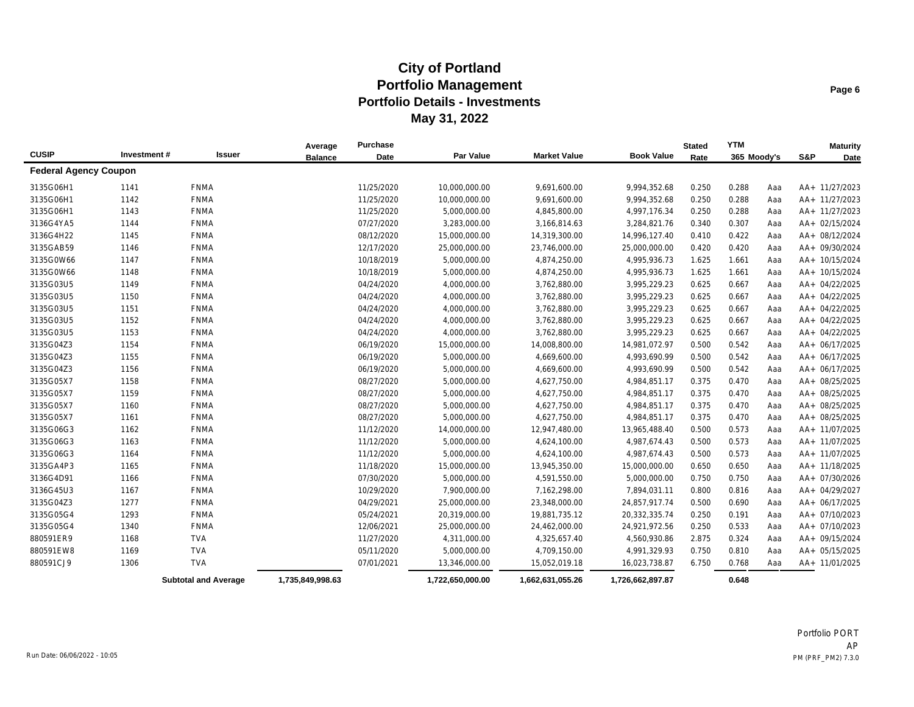# City of Portland
## Portfolio Management
## Portfolio Details - Investments
## May 31, 2022

| CUSIP | Investment # | Issuer | Average Balance | Purchase Date | Par Value | Market Value | Book Value | Stated Rate | YTM 365 | Moody's | S&P | Maturity Date |
|---|---|---|---|---|---|---|---|---|---|---|---|---|
| **Federal Agency Coupon** | | | | | | | | | | | | |
| 3135G06H1 | 1141 | FNMA | | 11/25/2020 | 10,000,000.00 | 9,691,600.00 | 9,994,352.68 | 0.250 | 0.288 | Aaa | AA+ | 11/27/2023 |
| 3135G06H1 | 1142 | FNMA | | 11/25/2020 | 10,000,000.00 | 9,691,600.00 | 9,994,352.68 | 0.250 | 0.288 | Aaa | AA+ | 11/27/2023 |
| 3135G06H1 | 1143 | FNMA | | 11/25/2020 | 5,000,000.00 | 4,845,800.00 | 4,997,176.34 | 0.250 | 0.288 | Aaa | AA+ | 11/27/2023 |
| 3136G4YA5 | 1144 | FNMA | | 07/27/2020 | 3,283,000.00 | 3,166,814.63 | 3,284,821.76 | 0.340 | 0.307 | Aaa | AA+ | 02/15/2024 |
| 3136G4H22 | 1145 | FNMA | | 08/12/2020 | 15,000,000.00 | 14,319,300.00 | 14,996,127.40 | 0.410 | 0.422 | Aaa | AA+ | 08/12/2024 |
| 3135GAB59 | 1146 | FNMA | | 12/17/2020 | 25,000,000.00 | 23,746,000.00 | 25,000,000.00 | 0.420 | 0.420 | Aaa | AA+ | 09/30/2024 |
| 3135G0W66 | 1147 | FNMA | | 10/18/2019 | 5,000,000.00 | 4,874,250.00 | 4,995,936.73 | 1.625 | 1.661 | Aaa | AA+ | 10/15/2024 |
| 3135G0W66 | 1148 | FNMA | | 10/18/2019 | 5,000,000.00 | 4,874,250.00 | 4,995,936.73 | 1.625 | 1.661 | Aaa | AA+ | 10/15/2024 |
| 3135G03U5 | 1149 | FNMA | | 04/24/2020 | 4,000,000.00 | 3,762,880.00 | 3,995,229.23 | 0.625 | 0.667 | Aaa | AA+ | 04/22/2025 |
| 3135G03U5 | 1150 | FNMA | | 04/24/2020 | 4,000,000.00 | 3,762,880.00 | 3,995,229.23 | 0.625 | 0.667 | Aaa | AA+ | 04/22/2025 |
| 3135G03U5 | 1151 | FNMA | | 04/24/2020 | 4,000,000.00 | 3,762,880.00 | 3,995,229.23 | 0.625 | 0.667 | Aaa | AA+ | 04/22/2025 |
| 3135G03U5 | 1152 | FNMA | | 04/24/2020 | 4,000,000.00 | 3,762,880.00 | 3,995,229.23 | 0.625 | 0.667 | Aaa | AA+ | 04/22/2025 |
| 3135G03U5 | 1153 | FNMA | | 04/24/2020 | 4,000,000.00 | 3,762,880.00 | 3,995,229.23 | 0.625 | 0.667 | Aaa | AA+ | 04/22/2025 |
| 3135G04Z3 | 1154 | FNMA | | 06/19/2020 | 15,000,000.00 | 14,008,800.00 | 14,981,072.97 | 0.500 | 0.542 | Aaa | AA+ | 06/17/2025 |
| 3135G04Z3 | 1155 | FNMA | | 06/19/2020 | 5,000,000.00 | 4,669,600.00 | 4,993,690.99 | 0.500 | 0.542 | Aaa | AA+ | 06/17/2025 |
| 3135G04Z3 | 1156 | FNMA | | 06/19/2020 | 5,000,000.00 | 4,669,600.00 | 4,993,690.99 | 0.500 | 0.542 | Aaa | AA+ | 06/17/2025 |
| 3135G05X7 | 1158 | FNMA | | 08/27/2020 | 5,000,000.00 | 4,627,750.00 | 4,984,851.17 | 0.375 | 0.470 | Aaa | AA+ | 08/25/2025 |
| 3135G05X7 | 1159 | FNMA | | 08/27/2020 | 5,000,000.00 | 4,627,750.00 | 4,984,851.17 | 0.375 | 0.470 | Aaa | AA+ | 08/25/2025 |
| 3135G05X7 | 1160 | FNMA | | 08/27/2020 | 5,000,000.00 | 4,627,750.00 | 4,984,851.17 | 0.375 | 0.470 | Aaa | AA+ | 08/25/2025 |
| 3135G05X7 | 1161 | FNMA | | 08/27/2020 | 5,000,000.00 | 4,627,750.00 | 4,984,851.17 | 0.375 | 0.470 | Aaa | AA+ | 08/25/2025 |
| 3135G06G3 | 1162 | FNMA | | 11/12/2020 | 14,000,000.00 | 12,947,480.00 | 13,965,488.40 | 0.500 | 0.573 | Aaa | AA+ | 11/07/2025 |
| 3135G06G3 | 1163 | FNMA | | 11/12/2020 | 5,000,000.00 | 4,624,100.00 | 4,987,674.43 | 0.500 | 0.573 | Aaa | AA+ | 11/07/2025 |
| 3135G06G3 | 1164 | FNMA | | 11/12/2020 | 5,000,000.00 | 4,624,100.00 | 4,987,674.43 | 0.500 | 0.573 | Aaa | AA+ | 11/07/2025 |
| 3135GA4P3 | 1165 | FNMA | | 11/18/2020 | 15,000,000.00 | 13,945,350.00 | 15,000,000.00 | 0.650 | 0.650 | Aaa | AA+ | 11/18/2025 |
| 3136G4D91 | 1166 | FNMA | | 07/30/2020 | 5,000,000.00 | 4,591,550.00 | 5,000,000.00 | 0.750 | 0.750 | Aaa | AA+ | 07/30/2026 |
| 3136G45U3 | 1167 | FNMA | | 10/29/2020 | 7,900,000.00 | 7,162,298.00 | 7,894,031.11 | 0.800 | 0.816 | Aaa | AA+ | 04/29/2027 |
| 3135G04Z3 | 1277 | FNMA | | 04/29/2021 | 25,000,000.00 | 23,348,000.00 | 24,857,917.74 | 0.500 | 0.690 | Aaa | AA+ | 06/17/2025 |
| 3135G05G4 | 1293 | FNMA | | 05/24/2021 | 20,319,000.00 | 19,881,735.12 | 20,332,335.74 | 0.250 | 0.191 | Aaa | AA+ | 07/10/2023 |
| 3135G05G4 | 1340 | FNMA | | 12/06/2021 | 25,000,000.00 | 24,462,000.00 | 24,921,972.56 | 0.250 | 0.533 | Aaa | AA+ | 07/10/2023 |
| 880591ER9 | 1168 | TVA | | 11/27/2020 | 4,311,000.00 | 4,325,657.40 | 4,560,930.86 | 2.875 | 0.324 | Aaa | AA+ | 09/15/2024 |
| 880591EW8 | 1169 | TVA | | 05/11/2020 | 5,000,000.00 | 4,709,150.00 | 4,991,329.93 | 0.750 | 0.810 | Aaa | AA+ | 05/15/2025 |
| 880591CJ9 | 1306 | TVA | | 07/01/2021 | 13,346,000.00 | 15,052,019.18 | 16,023,738.87 | 6.750 | 0.768 | Aaa | AA+ | 11/01/2025 |
| | | **Subtotal and Average** | **1,735,849,998.63** | | **1,722,650,000.00** | **1,662,631,055.26** | **1,726,662,897.87** | | **0.648** | | | |

Run Date: 06/06/2022 - 10:05

Portfolio PORT
AP
PM (PRF_PM2) 7.3.0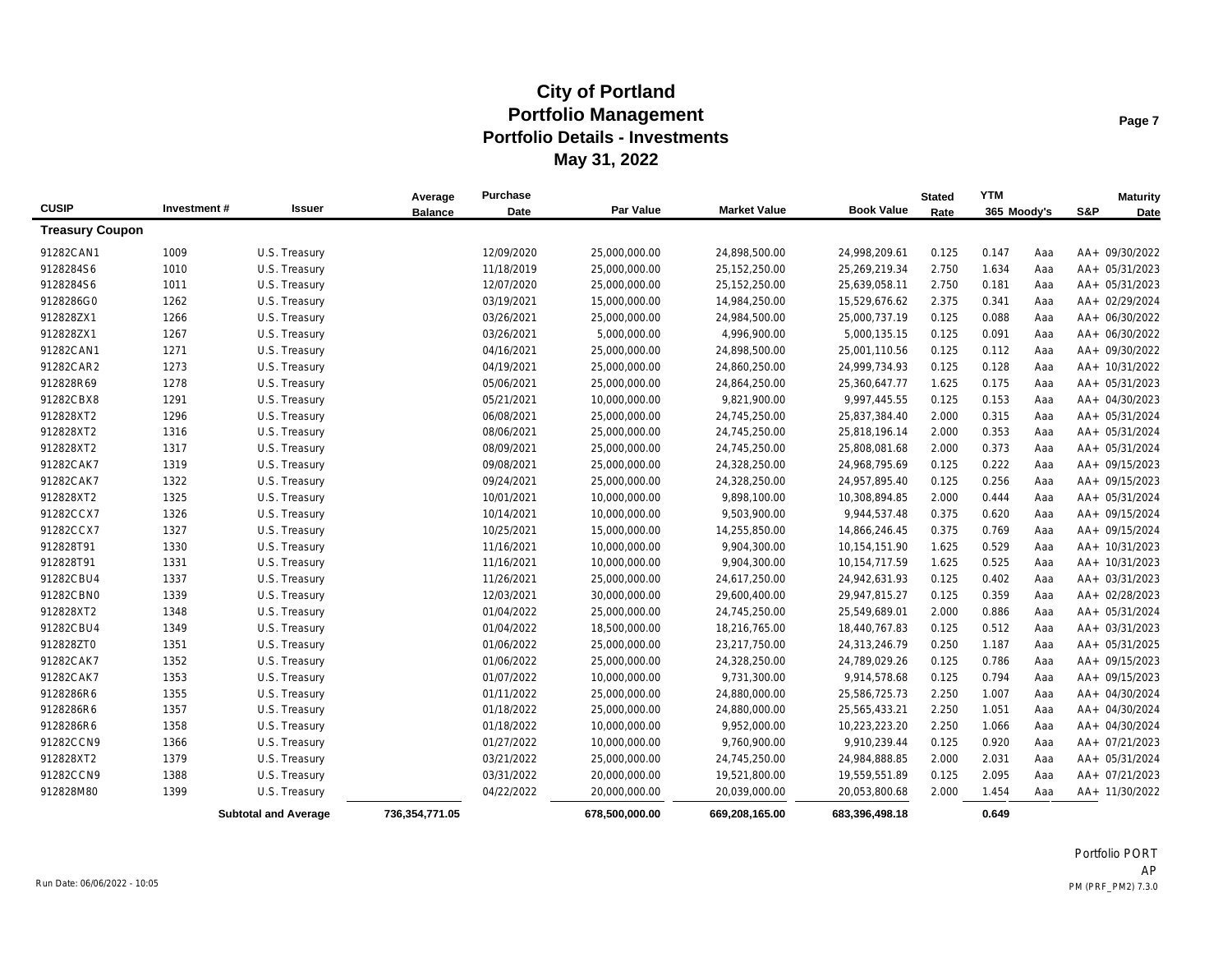# City of Portland
## Portfolio Management
### Portfolio Details - Investments
### May 31, 2022

| CUSIP | Investment # | Issuer | Average Balance | Purchase Date | Par Value | Market Value | Book Value | Stated Rate | YTM 365 | Moody's | S&P | Maturity Date |
|---|---|---|---|---|---|---|---|---|---|---|---|---|
| **Treasury Coupon** | | | | | | | | | | | | |
| 91282CAN1 | 1009 | U.S. Treasury | | 12/09/2020 | 25,000,000.00 | 24,898,500.00 | 24,998,209.61 | 0.125 | 0.147 | Aaa | AA+ | 09/30/2022 |
| 9128284S6 | 1010 | U.S. Treasury | | 11/18/2019 | 25,000,000.00 | 25,152,250.00 | 25,269,219.34 | 2.750 | 1.634 | Aaa | AA+ | 05/31/2023 |
| 9128284S6 | 1011 | U.S. Treasury | | 12/07/2020 | 25,000,000.00 | 25,152,250.00 | 25,639,058.11 | 2.750 | 0.181 | Aaa | AA+ | 05/31/2023 |
| 9128286G0 | 1262 | U.S. Treasury | | 03/19/2021 | 15,000,000.00 | 14,984,250.00 | 15,529,676.62 | 2.375 | 0.341 | Aaa | AA+ | 02/29/2024 |
| 912828ZX1 | 1266 | U.S. Treasury | | 03/26/2021 | 25,000,000.00 | 24,984,500.00 | 25,000,737.19 | 0.125 | 0.088 | Aaa | AA+ | 06/30/2022 |
| 912828ZX1 | 1267 | U.S. Treasury | | 03/26/2021 | 5,000,000.00 | 4,996,900.00 | 5,000,135.15 | 0.125 | 0.091 | Aaa | AA+ | 06/30/2022 |
| 91282CAN1 | 1271 | U.S. Treasury | | 04/16/2021 | 25,000,000.00 | 24,898,500.00 | 25,001,110.56 | 0.125 | 0.112 | Aaa | AA+ | 09/30/2022 |
| 91282CAR2 | 1273 | U.S. Treasury | | 04/19/2021 | 25,000,000.00 | 24,860,250.00 | 24,999,734.93 | 0.125 | 0.128 | Aaa | AA+ | 10/31/2022 |
| 912828R69 | 1278 | U.S. Treasury | | 05/06/2021 | 25,000,000.00 | 24,864,250.00 | 25,360,647.77 | 1.625 | 0.175 | Aaa | AA+ | 05/31/2023 |
| 91282CBX8 | 1291 | U.S. Treasury | | 05/21/2021 | 10,000,000.00 | 9,821,900.00 | 9,997,445.55 | 0.125 | 0.153 | Aaa | AA+ | 04/30/2023 |
| 912828XT2 | 1296 | U.S. Treasury | | 06/08/2021 | 25,000,000.00 | 24,745,250.00 | 25,837,384.40 | 2.000 | 0.315 | Aaa | AA+ | 05/31/2024 |
| 912828XT2 | 1316 | U.S. Treasury | | 08/06/2021 | 25,000,000.00 | 24,745,250.00 | 25,818,196.14 | 2.000 | 0.353 | Aaa | AA+ | 05/31/2024 |
| 912828XT2 | 1317 | U.S. Treasury | | 08/09/2021 | 25,000,000.00 | 24,745,250.00 | 25,808,081.68 | 2.000 | 0.373 | Aaa | AA+ | 05/31/2024 |
| 91282CAK7 | 1319 | U.S. Treasury | | 09/08/2021 | 25,000,000.00 | 24,328,250.00 | 24,968,795.69 | 0.125 | 0.222 | Aaa | AA+ | 09/15/2023 |
| 91282CAK7 | 1322 | U.S. Treasury | | 09/24/2021 | 25,000,000.00 | 24,328,250.00 | 24,957,895.40 | 0.125 | 0.256 | Aaa | AA+ | 09/15/2023 |
| 912828XT2 | 1325 | U.S. Treasury | | 10/01/2021 | 10,000,000.00 | 9,898,100.00 | 10,308,894.85 | 2.000 | 0.444 | Aaa | AA+ | 05/31/2024 |
| 91282CCX7 | 1326 | U.S. Treasury | | 10/14/2021 | 10,000,000.00 | 9,503,900.00 | 9,944,537.48 | 0.375 | 0.620 | Aaa | AA+ | 09/15/2024 |
| 91282CCX7 | 1327 | U.S. Treasury | | 10/25/2021 | 15,000,000.00 | 14,255,850.00 | 14,866,246.45 | 0.375 | 0.769 | Aaa | AA+ | 09/15/2024 |
| 912828T91 | 1330 | U.S. Treasury | | 11/16/2021 | 10,000,000.00 | 9,904,300.00 | 10,154,151.90 | 1.625 | 0.529 | Aaa | AA+ | 10/31/2023 |
| 912828T91 | 1331 | U.S. Treasury | | 11/16/2021 | 10,000,000.00 | 9,904,300.00 | 10,154,717.59 | 1.625 | 0.525 | Aaa | AA+ | 10/31/2023 |
| 91282CBU4 | 1337 | U.S. Treasury | | 11/26/2021 | 25,000,000.00 | 24,617,250.00 | 24,942,631.93 | 0.125 | 0.402 | Aaa | AA+ | 03/31/2023 |
| 91282CBN0 | 1339 | U.S. Treasury | | 12/03/2021 | 30,000,000.00 | 29,600,400.00 | 29,947,815.27 | 0.125 | 0.359 | Aaa | AA+ | 02/28/2023 |
| 912828XT2 | 1348 | U.S. Treasury | | 01/04/2022 | 25,000,000.00 | 24,745,250.00 | 25,549,689.01 | 2.000 | 0.886 | Aaa | AA+ | 05/31/2024 |
| 91282CBU4 | 1349 | U.S. Treasury | | 01/04/2022 | 18,500,000.00 | 18,216,765.00 | 18,440,767.83 | 0.125 | 0.512 | Aaa | AA+ | 03/31/2023 |
| 912828ZT0 | 1351 | U.S. Treasury | | 01/06/2022 | 25,000,000.00 | 23,217,750.00 | 24,313,246.79 | 0.250 | 1.187 | Aaa | AA+ | 05/31/2025 |
| 91282CAK7 | 1352 | U.S. Treasury | | 01/06/2022 | 25,000,000.00 | 24,328,250.00 | 24,789,029.26 | 0.125 | 0.786 | Aaa | AA+ | 09/15/2023 |
| 91282CAK7 | 1353 | U.S. Treasury | | 01/07/2022 | 10,000,000.00 | 9,731,300.00 | 9,914,578.68 | 0.125 | 0.794 | Aaa | AA+ | 09/15/2023 |
| 9128286R6 | 1355 | U.S. Treasury | | 01/11/2022 | 25,000,000.00 | 24,880,000.00 | 25,586,725.73 | 2.250 | 1.007 | Aaa | AA+ | 04/30/2024 |
| 9128286R6 | 1357 | U.S. Treasury | | 01/18/2022 | 25,000,000.00 | 24,880,000.00 | 25,565,433.21 | 2.250 | 1.051 | Aaa | AA+ | 04/30/2024 |
| 9128286R6 | 1358 | U.S. Treasury | | 01/18/2022 | 10,000,000.00 | 9,952,000.00 | 10,223,223.20 | 2.250 | 1.066 | Aaa | AA+ | 04/30/2024 |
| 91282CCN9 | 1366 | U.S. Treasury | | 01/27/2022 | 10,000,000.00 | 9,760,900.00 | 9,910,239.44 | 0.125 | 0.920 | Aaa | AA+ | 07/21/2023 |
| 912828XT2 | 1379 | U.S. Treasury | | 03/21/2022 | 25,000,000.00 | 24,745,250.00 | 24,984,888.85 | 2.000 | 2.031 | Aaa | AA+ | 05/31/2024 |
| 91282CCN9 | 1388 | U.S. Treasury | | 03/31/2022 | 20,000,000.00 | 19,521,800.00 | 19,559,551.89 | 0.125 | 2.095 | Aaa | AA+ | 07/21/2023 |
| 912828M80 | 1399 | U.S. Treasury | | 04/22/2022 | 20,000,000.00 | 20,039,000.00 | 20,053,800.68 | 2.000 | 1.454 | Aaa | AA+ | 11/30/2022 |
| | | **Subtotal and Average** | **736,354,771.05** | | **678,500,000.00** | **669,208,165.00** | **683,396,498.18** | | **0.649** | | | |

Run Date: 06/06/2022 - 10:05

Portfolio PORT
AP
PM (PRF_PM2) 7.3.0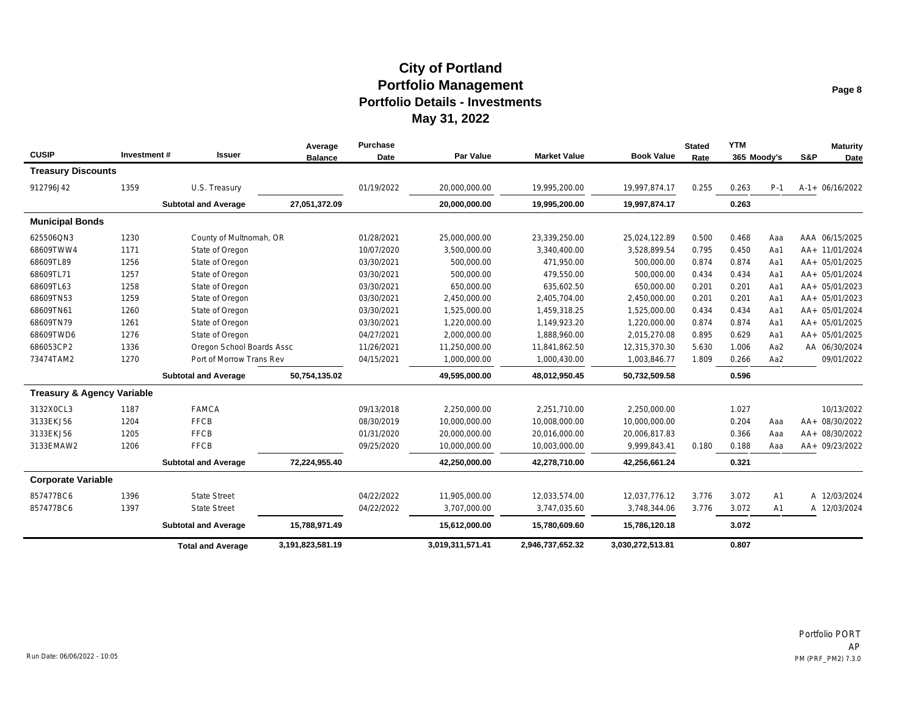# City of Portland
## Portfolio Management
### Portfolio Details - Investments
### May 31, 2022

| CUSIP | Investment # | Issuer | Average Balance | Purchase Date | Par Value | Market Value | Book Value | Stated Rate | YTM 365 | Moody's | S&P | Maturity Date |
|---|---|---|---|---|---|---|---|---|---|---|---|---|
| **Treasury Discounts** | | | | | | | | | | | | |
| 912796J42 | 1359 | U.S. Treasury | | 01/19/2022 | 20,000,000.00 | 19,995,200.00 | 19,997,874.17 | 0.255 | 0.263 | P-1 | A-1+ | 06/16/2022 |
| | | **Subtotal and Average** | **27,051,372.09** | | **20,000,000.00** | **19,995,200.00** | **19,997,874.17** | | **0.263** | | | |
| **Municipal Bonds** | | | | | | | | | | | | |
| 625506QN3 | 1230 | County of Multnomah, OR | | 01/28/2021 | 25,000,000.00 | 23,339,250.00 | 25,024,122.89 | 0.500 | 0.468 | Aaa | AAA | 06/15/2025 |
| 68609TWW4 | 1171 | State of Oregon | | 10/07/2020 | 3,500,000.00 | 3,340,400.00 | 3,528,899.54 | 0.795 | 0.450 | Aa1 | AA+ | 11/01/2024 |
| 68609TL89 | 1256 | State of Oregon | | 03/30/2021 | 500,000.00 | 471,950.00 | 500,000.00 | 0.874 | 0.874 | Aa1 | AA+ | 05/01/2025 |
| 68609TL71 | 1257 | State of Oregon | | 03/30/2021 | 500,000.00 | 479,550.00 | 500,000.00 | 0.434 | 0.434 | Aa1 | AA+ | 05/01/2024 |
| 68609TL63 | 1258 | State of Oregon | | 03/30/2021 | 650,000.00 | 635,602.50 | 650,000.00 | 0.201 | 0.201 | Aa1 | AA+ | 05/01/2023 |
| 68609TN53 | 1259 | State of Oregon | | 03/30/2021 | 2,450,000.00 | 2,405,704.00 | 2,450,000.00 | 0.201 | 0.201 | Aa1 | AA+ | 05/01/2023 |
| 68609TN61 | 1260 | State of Oregon | | 03/30/2021 | 1,525,000.00 | 1,459,318.25 | 1,525,000.00 | 0.434 | 0.434 | Aa1 | AA+ | 05/01/2024 |
| 68609TN79 | 1261 | State of Oregon | | 03/30/2021 | 1,220,000.00 | 1,149,923.20 | 1,220,000.00 | 0.874 | 0.874 | Aa1 | AA+ | 05/01/2025 |
| 68609TWD6 | 1276 | State of Oregon | | 04/27/2021 | 2,000,000.00 | 1,888,960.00 | 2,015,270.08 | 0.895 | 0.629 | Aa1 | AA+ | 05/01/2025 |
| 686053CP2 | 1336 | Oregon School Boards Assc | | 11/26/2021 | 11,250,000.00 | 11,841,862.50 | 12,315,370.30 | 5.630 | 1.006 | Aa2 | AA | 06/30/2024 |
| 73474TAM2 | 1270 | Port of Morrow Trans Rev | | 04/15/2021 | 1,000,000.00 | 1,000,430.00 | 1,003,846.77 | 1.809 | 0.266 | Aa2 | | 09/01/2022 |
| | | **Subtotal and Average** | **50,754,135.02** | | **49,595,000.00** | **48,012,950.45** | **50,732,509.58** | | **0.596** | | | |
| **Treasury & Agency Variable** | | | | | | | | | | | | |
| 3132X0CL3 | 1187 | FAMCA | | 09/13/2018 | 2,250,000.00 | 2,251,710.00 | 2,250,000.00 | | 1.027 | | | 10/13/2022 |
| 3133EKJ56 | 1204 | FFCB | | 08/30/2019 | 10,000,000.00 | 10,008,000.00 | 10,000,000.00 | | 0.204 | Aaa | AA+ | 08/30/2022 |
| 3133EKJ56 | 1205 | FFCB | | 01/31/2020 | 20,000,000.00 | 20,016,000.00 | 20,006,817.83 | | 0.366 | Aaa | AA+ | 08/30/2022 |
| 3133EMAW2 | 1206 | FFCB | | 09/25/2020 | 10,000,000.00 | 10,003,000.00 | 9,999,843.41 | 0.180 | 0.188 | Aaa | AA+ | 09/23/2022 |
| | | **Subtotal and Average** | **72,224,955.40** | | **42,250,000.00** | **42,278,710.00** | **42,256,661.24** | | **0.321** | | | |
| **Corporate Variable** | | | | | | | | | | | | |
| 857477BC6 | 1396 | State Street | | 04/22/2022 | 11,905,000.00 | 12,033,574.00 | 12,037,776.12 | 3.776 | 3.072 | A1 | A | 12/03/2024 |
| 857477BC6 | 1397 | State Street | | 04/22/2022 | 3,707,000.00 | 3,747,035.60 | 3,748,344.06 | 3.776 | 3.072 | A1 | A | 12/03/2024 |
| | | **Subtotal and Average** | **15,788,971.49** | | **15,612,000.00** | **15,780,609.60** | **15,786,120.18** | | **3.072** | | | |
| | | **Total and Average** | **3,191,823,581.19** | | **3,019,311,571.41** | **2,946,737,652.32** | **3,030,272,513.81** | | **0.807** | | | |

Run Date: 06/06/2022 - 10:05

Portfolio PORT
AP
PM (PRF_PM2) 7.3.0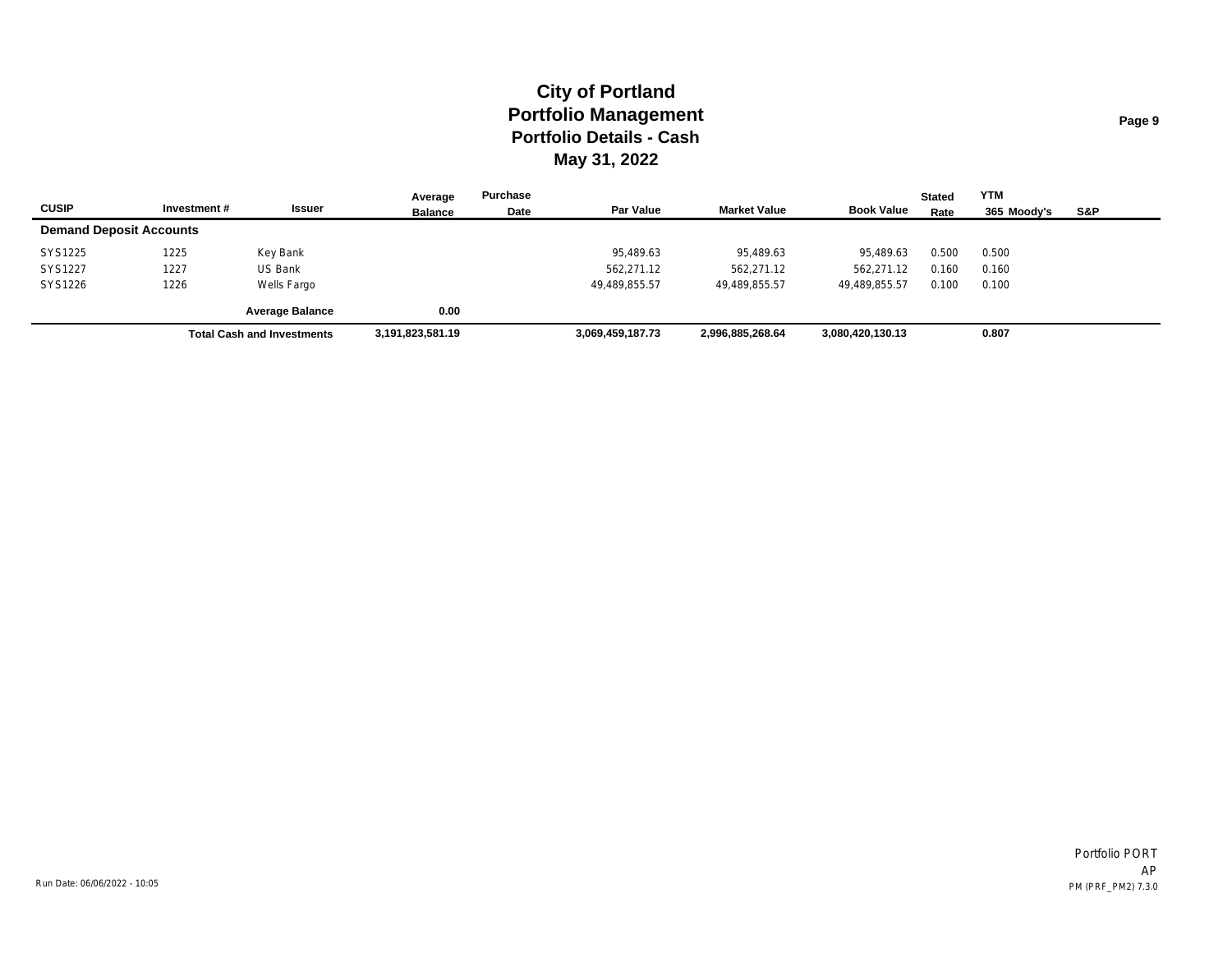# City of Portland
## Portfolio Management
### Portfolio Details - Cash
### May 31, 2022

| CUSIP | Investment # | Issuer | Average Balance | Purchase Date | Par Value | Market Value | Book Value | Stated Rate | YTM 365 | Moody's | S&P |
|---|---|---|---|---|---|---|---|---|---|---|---|
| **Demand Deposit Accounts** | | | | | | | | | | | |
| SYS1225 | 1225 | Key Bank | | | 95,489.63 | 95,489.63 | 95,489.63 | 0.500 | 0.500 | | |
| SYS1227 | 1227 | US Bank | | | 562,271.12 | 562,271.12 | 562,271.12 | 0.160 | 0.160 | | |
| SYS1226 | 1226 | Wells Fargo | | | 49,489,855.57 | 49,489,855.57 | 49,489,855.57 | 0.100 | 0.100 | | |
| | | **Average Balance** | **0.00** | | | | | | | | |
| | | **Total Cash and Investments** | **3,191,823,581.19** | | **3,069,459,187.73** | **2,996,885,268.64** | **3,080,420,130.13** | | **0.807** | | |

Run Date: 06/06/2022 - 10:05

Portfolio PORT
AP
PM (PRF_PM2) 7.3.0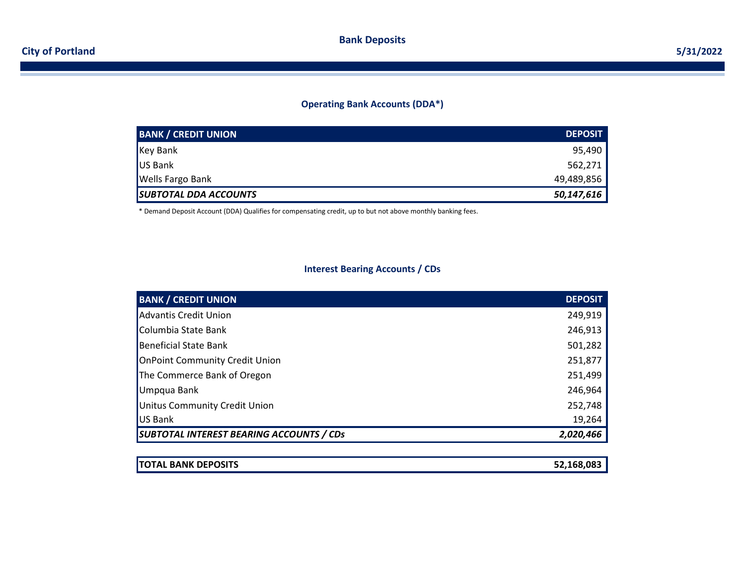# Bank Deposits

**City of Portland** **5/31/2022**

## Operating Bank Accounts (DDA*)

| BANK / CREDIT UNION | DEPOSIT |
|---|---|
| Key Bank | 95,490 |
| US Bank | 562,271 |
| Wells Fargo Bank | 49,489,856 |
| ***SUBTOTAL DDA ACCOUNTS*** | ***50,147,616*** |

* Demand Deposit Account (DDA) Qualifies for compensating credit, up to but not above monthly banking fees.

## Interest Bearing Accounts / CDs

| BANK / CREDIT UNION | DEPOSIT |
|---|---|
| Advantis Credit Union | 249,919 |
| Columbia State Bank | 246,913 |
| Beneficial State Bank | 501,282 |
| OnPoint Community Credit Union | 251,877 |
| The Commerce Bank of Oregon | 251,499 |
| Umpqua Bank | 246,964 |
| Unitus Community Credit Union | 252,748 |
| US Bank | 19,264 |
| ***SUBTOTAL INTEREST BEARING ACCOUNTS / CDs*** | ***2,020,466*** |

| | |
|---|---|
| **TOTAL BANK DEPOSITS** | **52,168,083** |